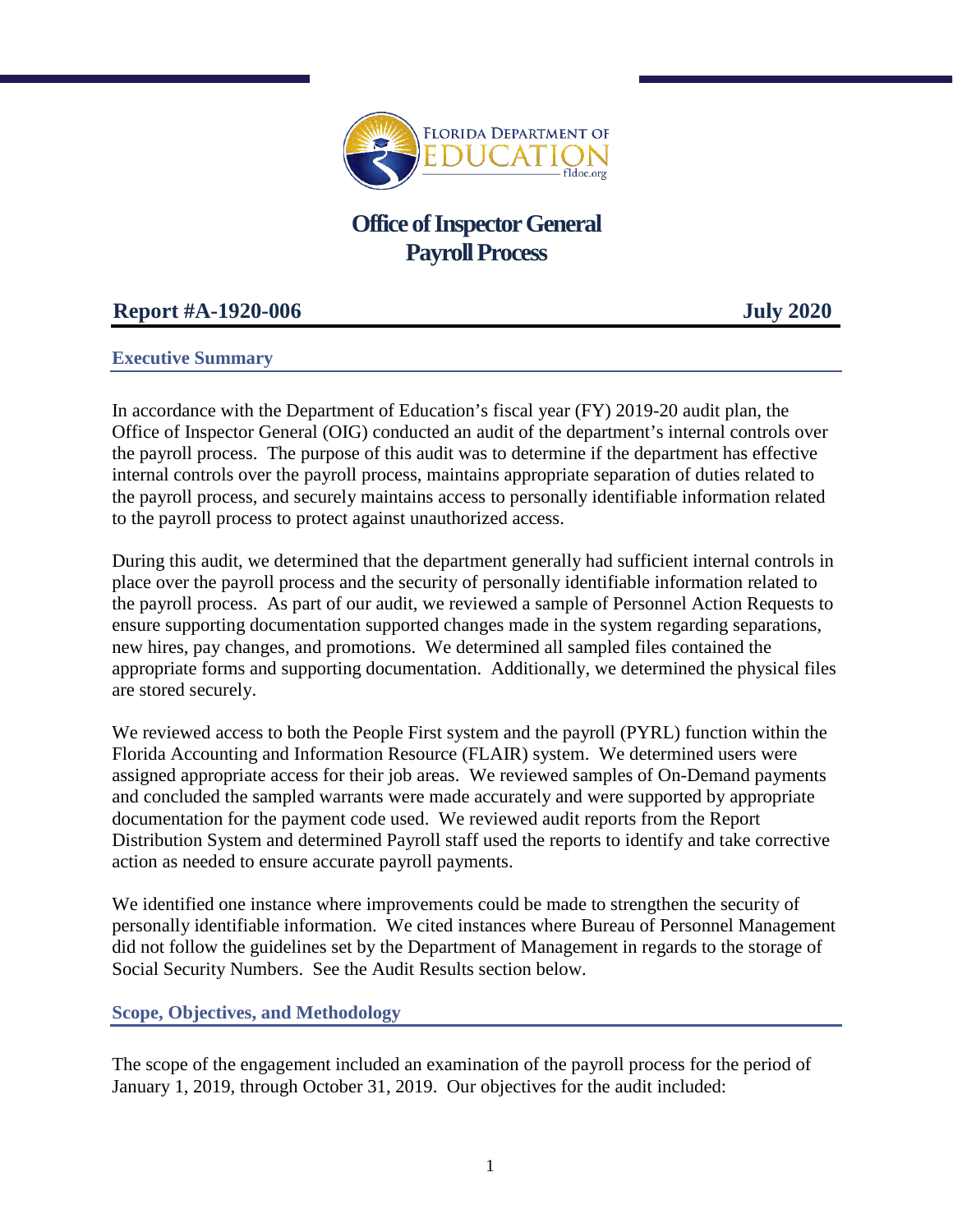# Office of Inspector General
# Payroll Process

## Report #A-1920-006 July 2020

### Executive Summary

In accordance with the Department of Education's fiscal year (FY) 2019-20 audit plan, the Office of Inspector General (OIG) conducted an audit of the department's internal controls over the payroll process. The purpose of this audit was to determine if the department has effective internal controls over the payroll process, maintains appropriate separation of duties related to the payroll process, and securely maintains access to personally identifiable information related to the payroll process to protect against unauthorized access.

During this audit, we determined that the department generally had sufficient internal controls in place over the payroll process and the security of personally identifiable information related to the payroll process. As part of our audit, we reviewed a sample of Personnel Action Requests to ensure supporting documentation supported changes made in the system regarding separations, new hires, pay changes, and promotions. We determined all sampled files contained the appropriate forms and supporting documentation. Additionally, we determined the physical files are stored securely.

We reviewed access to both the People First system and the payroll (PYRL) function within the Florida Accounting and Information Resource (FLAIR) system. We determined users were assigned appropriate access for their job areas. We reviewed samples of On-Demand payments and concluded the sampled warrants were made accurately and were supported by appropriate documentation for the payment code used. We reviewed audit reports from the Report Distribution System and determined Payroll staff used the reports to identify and take corrective action as needed to ensure accurate payroll payments.

We identified one instance where improvements could be made to strengthen the security of personally identifiable information. We cited instances where Bureau of Personnel Management did not follow the guidelines set by the Department of Management in regards to the storage of Social Security Numbers. See the Audit Results section below.

### Scope, Objectives, and Methodology

The scope of the engagement included an examination of the payroll process for the period of January 1, 2019, through October 31, 2019. Our objectives for the audit included: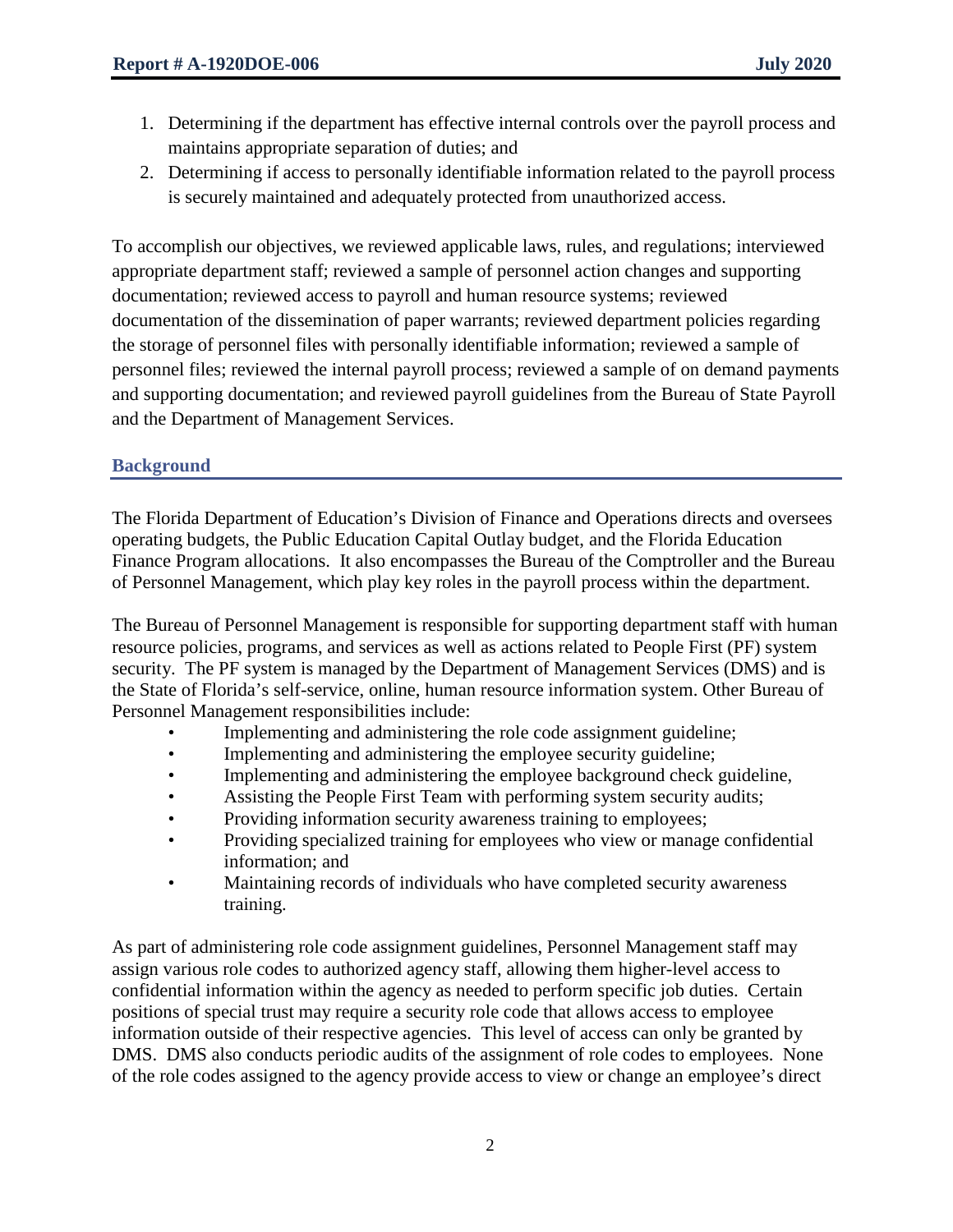1. Determining if the department has effective internal controls over the payroll process and maintains appropriate separation of duties; and
2. Determining if access to personally identifiable information related to the payroll process is securely maintained and adequately protected from unauthorized access.

To accomplish our objectives, we reviewed applicable laws, rules, and regulations; interviewed appropriate department staff; reviewed a sample of personnel action changes and supporting documentation; reviewed access to payroll and human resource systems; reviewed documentation of the dissemination of paper warrants; reviewed department policies regarding the storage of personnel files with personally identifiable information; reviewed a sample of personnel files; reviewed the internal payroll process; reviewed a sample of on demand payments and supporting documentation; and reviewed payroll guidelines from the Bureau of State Payroll and the Department of Management Services.

## Background

The Florida Department of Education's Division of Finance and Operations directs and oversees operating budgets, the Public Education Capital Outlay budget, and the Florida Education Finance Program allocations. It also encompasses the Bureau of the Comptroller and the Bureau of Personnel Management, which play key roles in the payroll process within the department.

The Bureau of Personnel Management is responsible for supporting department staff with human resource policies, programs, and services as well as actions related to People First (PF) system security. The PF system is managed by the Department of Management Services (DMS) and is the State of Florida's self-service, online, human resource information system. Other Bureau of Personnel Management responsibilities include:

- Implementing and administering the role code assignment guideline;
- Implementing and administering the employee security guideline;
- Implementing and administering the employee background check guideline,
- Assisting the People First Team with performing system security audits;
- Providing information security awareness training to employees;
- Providing specialized training for employees who view or manage confidential information; and
- Maintaining records of individuals who have completed security awareness training.

As part of administering role code assignment guidelines, Personnel Management staff may assign various role codes to authorized agency staff, allowing them higher-level access to confidential information within the agency as needed to perform specific job duties. Certain positions of special trust may require a security role code that allows access to employee information outside of their respective agencies. This level of access can only be granted by DMS. DMS also conducts periodic audits of the assignment of role codes to employees. None of the role codes assigned to the agency provide access to view or change an employee's direct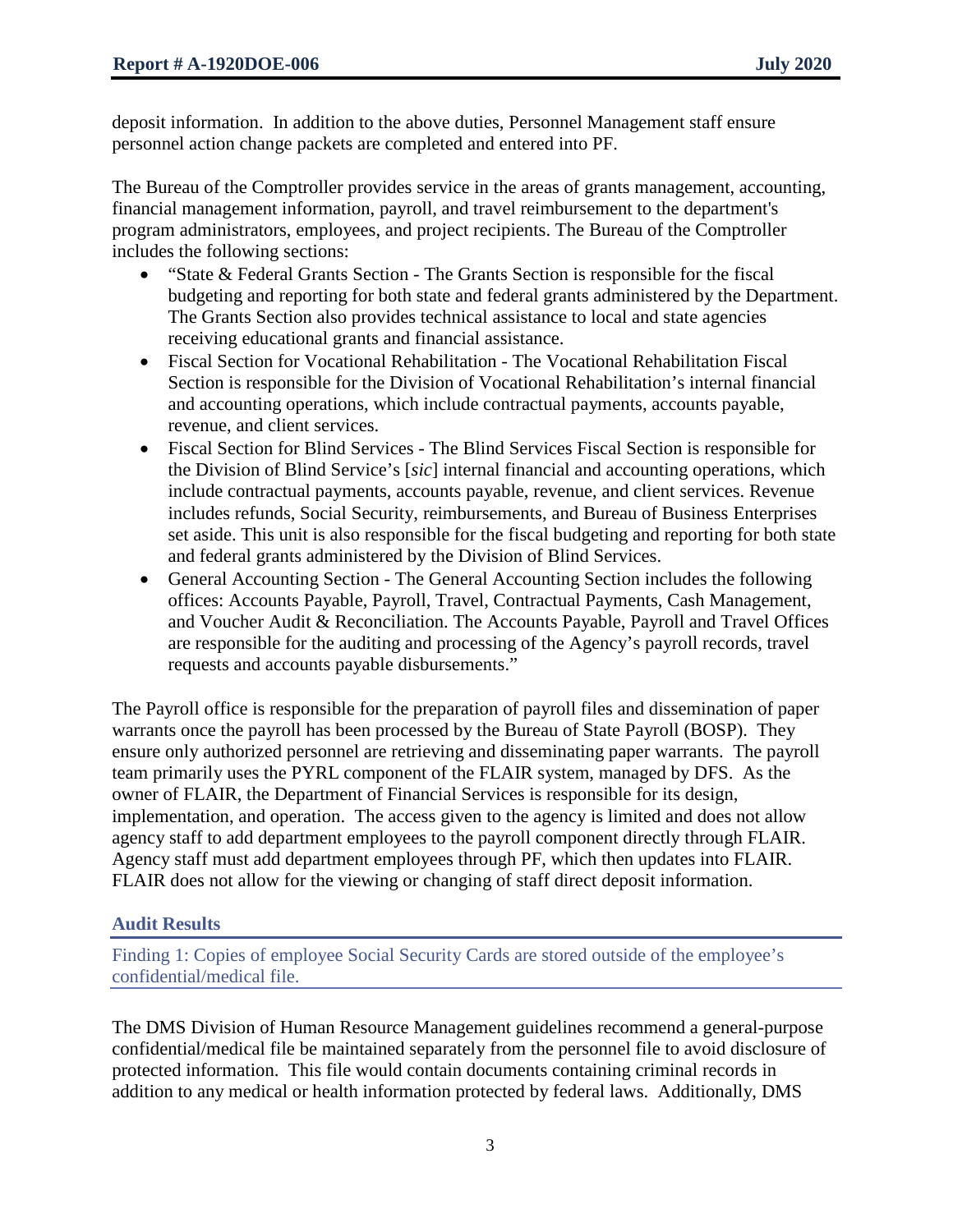deposit information. In addition to the above duties, Personnel Management staff ensure personnel action change packets are completed and entered into PF.

The Bureau of the Comptroller provides service in the areas of grants management, accounting, financial management information, payroll, and travel reimbursement to the department's program administrators, employees, and project recipients. The Bureau of the Comptroller includes the following sections:

- "State & Federal Grants Section - The Grants Section is responsible for the fiscal budgeting and reporting for both state and federal grants administered by the Department. The Grants Section also provides technical assistance to local and state agencies receiving educational grants and financial assistance.
- Fiscal Section for Vocational Rehabilitation - The Vocational Rehabilitation Fiscal Section is responsible for the Division of Vocational Rehabilitation's internal financial and accounting operations, which include contractual payments, accounts payable, revenue, and client services.
- Fiscal Section for Blind Services - The Blind Services Fiscal Section is responsible for the Division of Blind Service's [*sic*] internal financial and accounting operations, which include contractual payments, accounts payable, revenue, and client services. Revenue includes refunds, Social Security, reimbursements, and Bureau of Business Enterprises set aside. This unit is also responsible for the fiscal budgeting and reporting for both state and federal grants administered by the Division of Blind Services.
- General Accounting Section - The General Accounting Section includes the following offices: Accounts Payable, Payroll, Travel, Contractual Payments, Cash Management, and Voucher Audit & Reconciliation. The Accounts Payable, Payroll and Travel Offices are responsible for the auditing and processing of the Agency's payroll records, travel requests and accounts payable disbursements."

The Payroll office is responsible for the preparation of payroll files and dissemination of paper warrants once the payroll has been processed by the Bureau of State Payroll (BOSP). They ensure only authorized personnel are retrieving and disseminating paper warrants. The payroll team primarily uses the PYRL component of the FLAIR system, managed by DFS. As the owner of FLAIR, the Department of Financial Services is responsible for its design, implementation, and operation. The access given to the agency is limited and does not allow agency staff to add department employees to the payroll component directly through FLAIR. Agency staff must add department employees through PF, which then updates into FLAIR. FLAIR does not allow for the viewing or changing of staff direct deposit information.

## Audit Results

### Finding 1: Copies of employee Social Security Cards are stored outside of the employee's confidential/medical file.

The DMS Division of Human Resource Management guidelines recommend a general-purpose confidential/medical file be maintained separately from the personnel file to avoid disclosure of protected information. This file would contain documents containing criminal records in addition to any medical or health information protected by federal laws. Additionally, DMS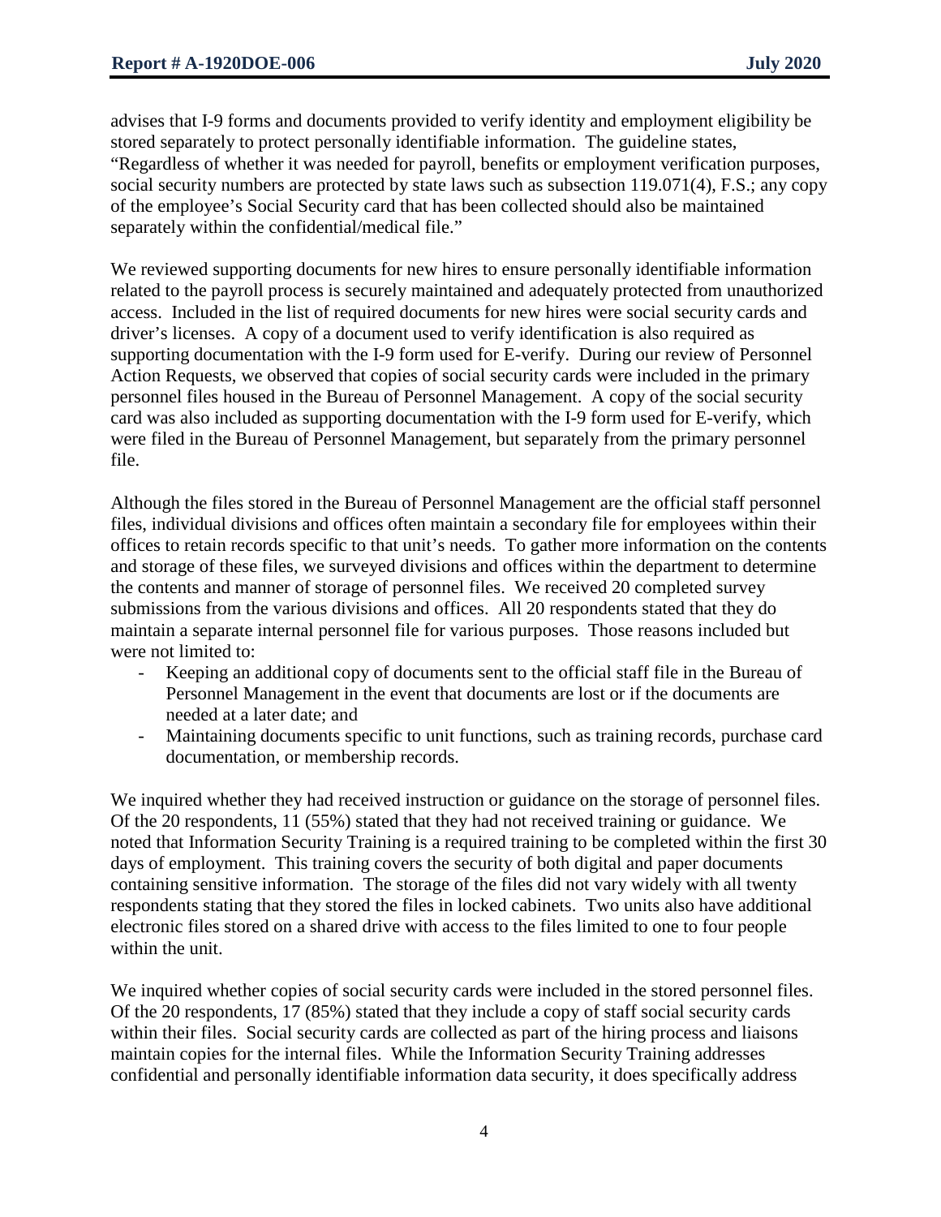advises that I-9 forms and documents provided to verify identity and employment eligibility be stored separately to protect personally identifiable information. The guideline states, "Regardless of whether it was needed for payroll, benefits or employment verification purposes, social security numbers are protected by state laws such as subsection 119.071(4), F.S.; any copy of the employee's Social Security card that has been collected should also be maintained separately within the confidential/medical file."

We reviewed supporting documents for new hires to ensure personally identifiable information related to the payroll process is securely maintained and adequately protected from unauthorized access. Included in the list of required documents for new hires were social security cards and driver's licenses. A copy of a document used to verify identification is also required as supporting documentation with the I-9 form used for E-verify. During our review of Personnel Action Requests, we observed that copies of social security cards were included in the primary personnel files housed in the Bureau of Personnel Management. A copy of the social security card was also included as supporting documentation with the I-9 form used for E-verify, which were filed in the Bureau of Personnel Management, but separately from the primary personnel file.

Although the files stored in the Bureau of Personnel Management are the official staff personnel files, individual divisions and offices often maintain a secondary file for employees within their offices to retain records specific to that unit's needs. To gather more information on the contents and storage of these files, we surveyed divisions and offices within the department to determine the contents and manner of storage of personnel files. We received 20 completed survey submissions from the various divisions and offices. All 20 respondents stated that they do maintain a separate internal personnel file for various purposes. Those reasons included but were not limited to:

- Keeping an additional copy of documents sent to the official staff file in the Bureau of Personnel Management in the event that documents are lost or if the documents are needed at a later date; and
- Maintaining documents specific to unit functions, such as training records, purchase card documentation, or membership records.

We inquired whether they had received instruction or guidance on the storage of personnel files. Of the 20 respondents, 11 (55%) stated that they had not received training or guidance. We noted that Information Security Training is a required training to be completed within the first 30 days of employment. This training covers the security of both digital and paper documents containing sensitive information. The storage of the files did not vary widely with all twenty respondents stating that they stored the files in locked cabinets. Two units also have additional electronic files stored on a shared drive with access to the files limited to one to four people within the unit.

We inquired whether copies of social security cards were included in the stored personnel files. Of the 20 respondents, 17 (85%) stated that they include a copy of staff social security cards within their files. Social security cards are collected as part of the hiring process and liaisons maintain copies for the internal files. While the Information Security Training addresses confidential and personally identifiable information data security, it does specifically address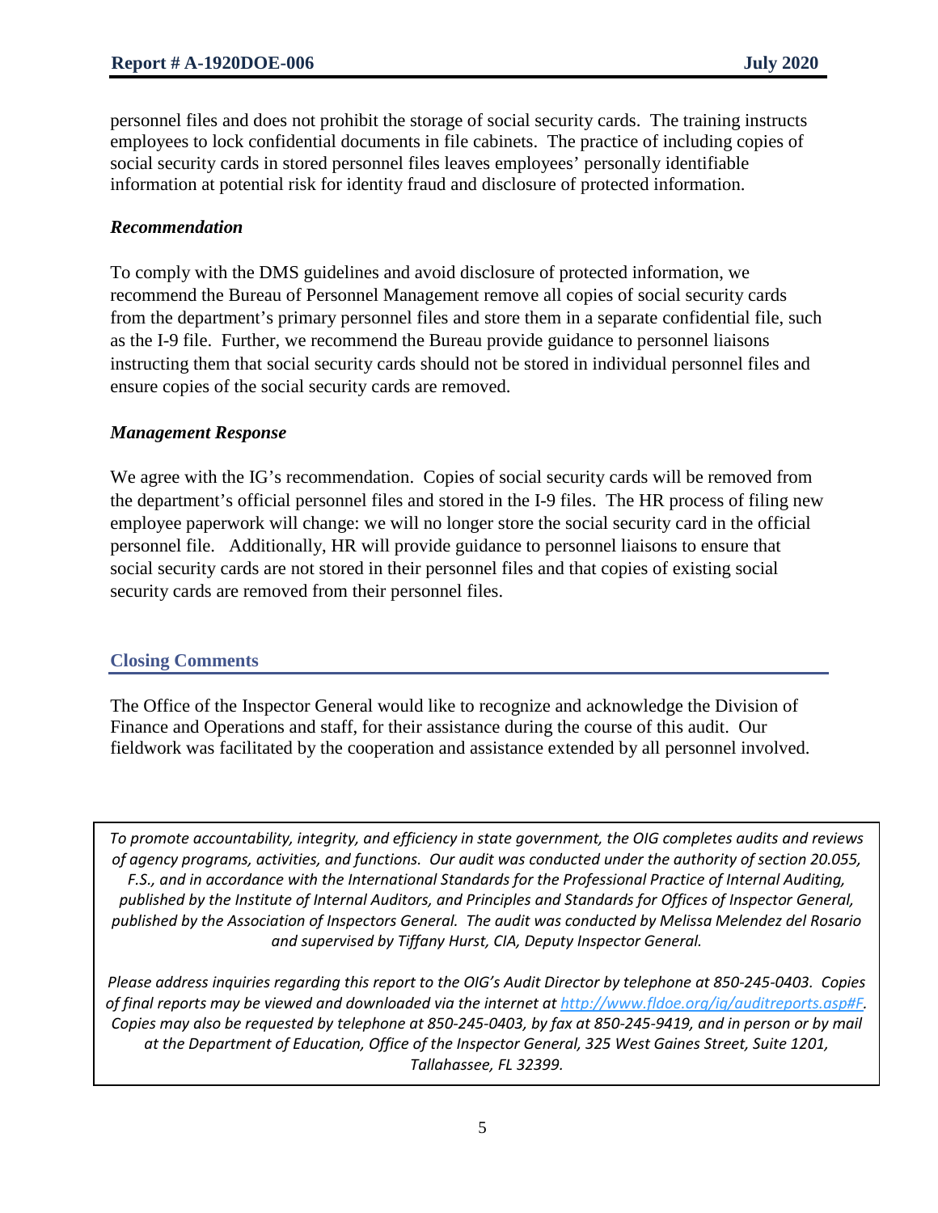personnel files and does not prohibit the storage of social security cards. The training instructs employees to lock confidential documents in file cabinets. The practice of including copies of social security cards in stored personnel files leaves employees' personally identifiable information at potential risk for identity fraud and disclosure of protected information.

### *Recommendation*

To comply with the DMS guidelines and avoid disclosure of protected information, we recommend the Bureau of Personnel Management remove all copies of social security cards from the department's primary personnel files and store them in a separate confidential file, such as the I-9 file. Further, we recommend the Bureau provide guidance to personnel liaisons instructing them that social security cards should not be stored in individual personnel files and ensure copies of the social security cards are removed.

### *Management Response*

We agree with the IG's recommendation. Copies of social security cards will be removed from the department's official personnel files and stored in the I-9 files. The HR process of filing new employee paperwork will change: we will no longer store the social security card in the official personnel file. Additionally, HR will provide guidance to personnel liaisons to ensure that social security cards are not stored in their personnel files and that copies of existing social security cards are removed from their personnel files.

## Closing Comments

The Office of the Inspector General would like to recognize and acknowledge the Division of Finance and Operations and staff, for their assistance during the course of this audit. Our fieldwork was facilitated by the cooperation and assistance extended by all personnel involved.

*To promote accountability, integrity, and efficiency in state government, the OIG completes audits and reviews of agency programs, activities, and functions. Our audit was conducted under the authority of section 20.055, F.S., and in accordance with the International Standards for the Professional Practice of Internal Auditing, published by the Institute of Internal Auditors, and Principles and Standards for Offices of Inspector General, published by the Association of Inspectors General. The audit was conducted by Melissa Melendez del Rosario and supervised by Tiffany Hurst, CIA, Deputy Inspector General.*

*Please address inquiries regarding this report to the OIG's Audit Director by telephone at 850-245-0403. Copies of final reports may be viewed and downloaded via the internet at [http://www.fldoe.org/ig/auditreports.asp#F](http://www.fldoe.org/ig/auditreports.asp#F). Copies may also be requested by telephone at 850-245-0403, by fax at 850-245-9419, and in person or by mail at the Department of Education, Office of the Inspector General, 325 West Gaines Street, Suite 1201, Tallahassee, FL 32399.*